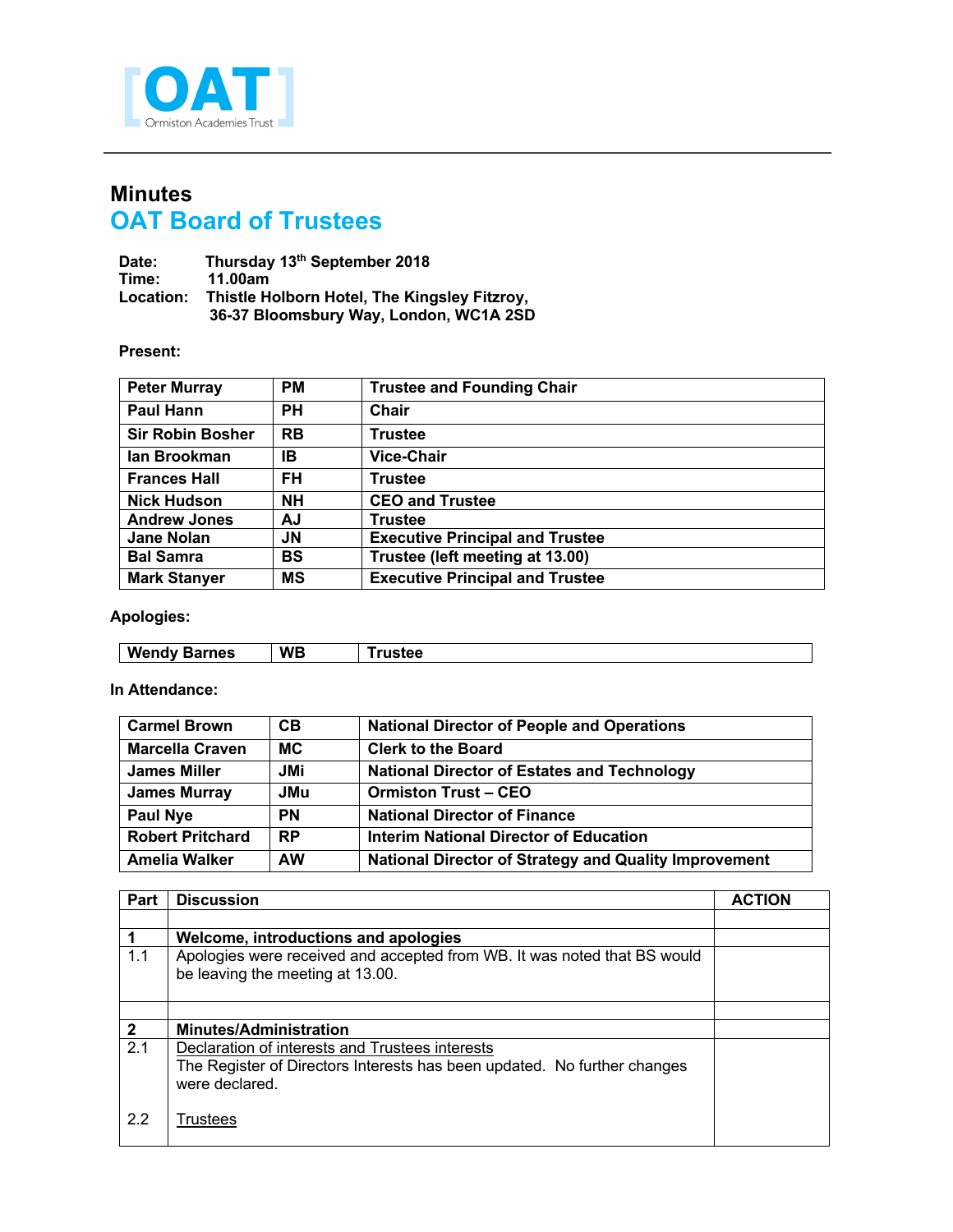OAT Ormiston Academies Trust

# Minutes
## OAT Board of Trustees

**Date:** Thursday 13th September 2018
**Time:** 11.00am
**Location:** Thistle Holborn Hotel, The Kingsley Fitzroy, 36-37 Bloomsbury Way, London, WC1A 2SD

**Present:**

| | | |
|---|---|---|
| Peter Murray | PM | Trustee and Founding Chair |
| Paul Hann | PH | Chair |
| Sir Robin Bosher | RB | Trustee |
| Ian Brookman | IB | Vice-Chair |
| Frances Hall | FH | Trustee |
| Nick Hudson | NH | CEO and Trustee |
| Andrew Jones | AJ | Trustee |
| Jane Nolan | JN | Executive Principal and Trustee |
| Bal Samra | BS | Trustee (left meeting at 13.00) |
| Mark Stanyer | MS | Executive Principal and Trustee |

**Apologies:**

| | | |
|---|---|---|
| Wendy Barnes | WB | Trustee |

**In Attendance:**

| | | |
|---|---|---|
| Carmel Brown | CB | National Director of People and Operations |
| Marcella Craven | MC | Clerk to the Board |
| James Miller | JMi | National Director of Estates and Technology |
| James Murray | JMu | Ormiston Trust – CEO |
| Paul Nye | PN | National Director of Finance |
| Robert Pritchard | RP | Interim National Director of Education |
| Amelia Walker | AW | National Director of Strategy and Quality Improvement |

| Part | Discussion | ACTION |
|---|---|---|
| | | |
| **1** | **Welcome, introductions and apologies** | |
| 1.1 | Apologies were received and accepted from WB. It was noted that BS would be leaving the meeting at 13.00. | |
| | | |
| **2** | **Minutes/Administration** | |
| 2.1 | Declaration of interests and Trustees interests<br>The Register of Directors Interests has been updated. No further changes were declared. | |
| 2.2 | Trustees | |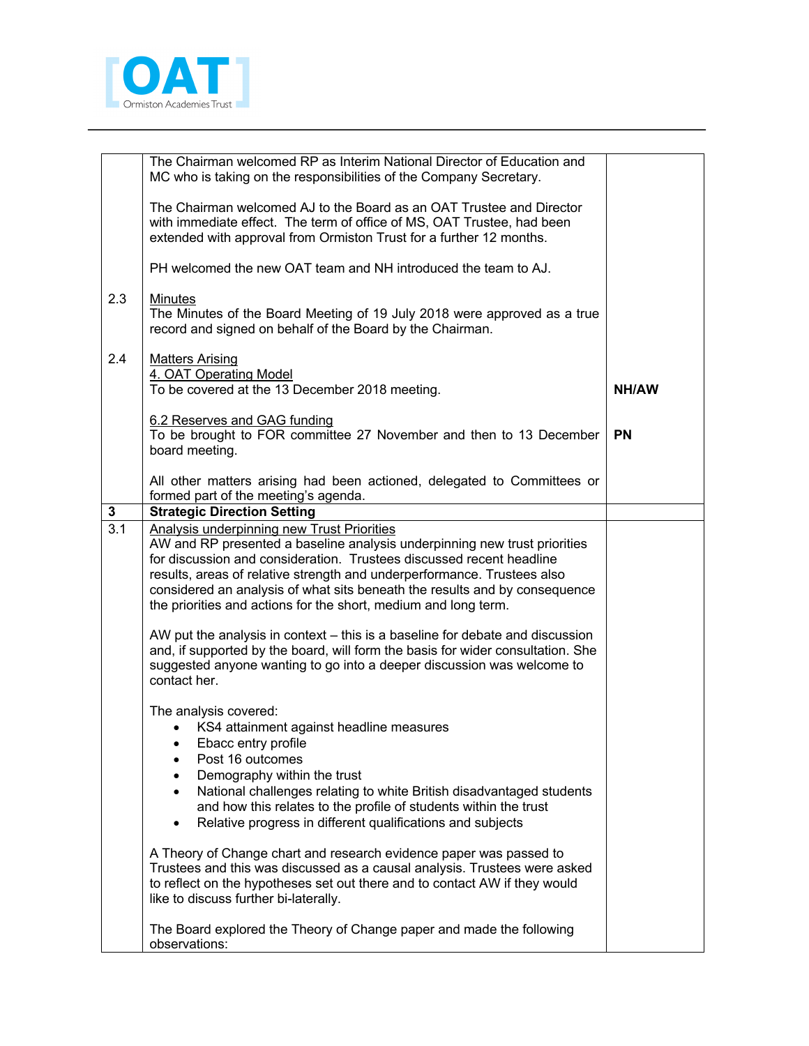| | | |
|---|---|---|
| | The Chairman welcomed RP as Interim National Director of Education and MC who is taking on the responsibilities of the Company Secretary.<br><br>The Chairman welcomed AJ to the Board as an OAT Trustee and Director with immediate effect. The term of office of MS, OAT Trustee, had been extended with approval from Ormiston Trust for a further 12 months.<br><br>PH welcomed the new OAT team and NH introduced the team to AJ. | |
| 2.3 | <u>Minutes</u><br>The Minutes of the Board Meeting of 19 July 2018 were approved as a true record and signed on behalf of the Board by the Chairman. | |
| 2.4 | <u>Matters Arising</u><br><u>4. OAT Operating Model</u><br>To be covered at the 13 December 2018 meeting. | **NH/AW** |
| | <u>6.2 Reserves and GAG funding</u><br>To be brought to FOR committee 27 November and then to 13 December board meeting. | **PN** |
| | All other matters arising had been actioned, delegated to Committees or formed part of the meeting's agenda. | |
| **3** | **Strategic Direction Setting** | |
| 3.1 | <u>Analysis underpinning new Trust Priorities</u><br>AW and RP presented a baseline analysis underpinning new trust priorities for discussion and consideration. Trustees discussed recent headline results, areas of relative strength and underperformance. Trustees also considered an analysis of what sits beneath the results and by consequence the priorities and actions for the short, medium and long term.<br><br>AW put the analysis in context – this is a baseline for debate and discussion and, if supported by the board, will form the basis for wider consultation. She suggested anyone wanting to go into a deeper discussion was welcome to contact her.<br><br>The analysis covered:<br>• KS4 attainment against headline measures<br>• Ebacc entry profile<br>• Post 16 outcomes<br>• Demography within the trust<br>• National challenges relating to white British disadvantaged students and how this relates to the profile of students within the trust<br>• Relative progress in different qualifications and subjects<br><br>A Theory of Change chart and research evidence paper was passed to Trustees and this was discussed as a causal analysis. Trustees were asked to reflect on the hypotheses set out there and to contact AW if they would like to discuss further bi-laterally.<br><br>The Board explored the Theory of Change paper and made the following observations: | |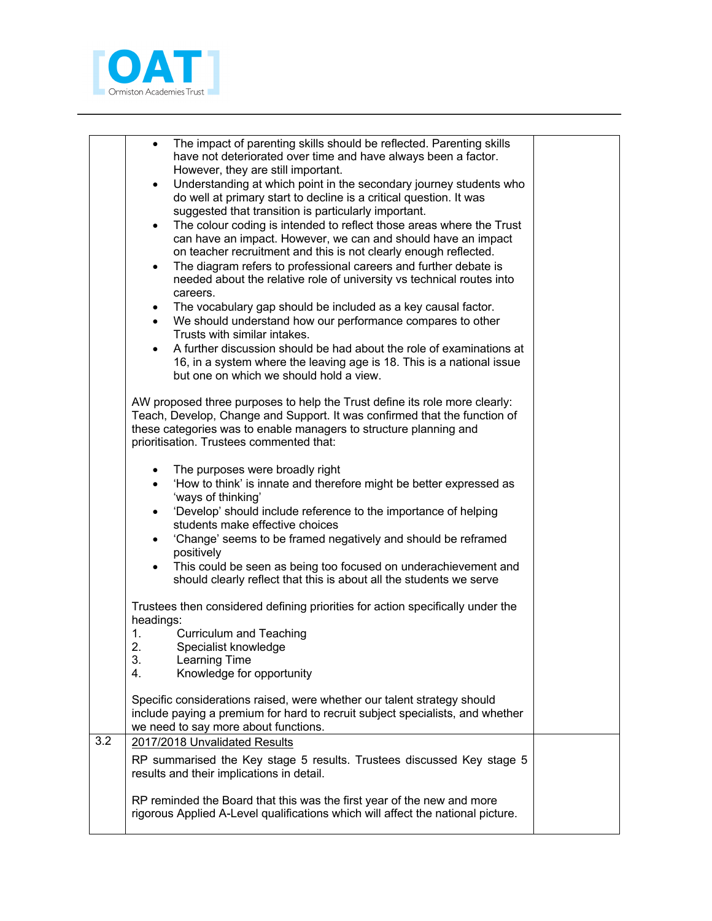| | | |
|---|---|---|
| | • The impact of parenting skills should be reflected. Parenting skills have not deteriorated over time and have always been a factor. However, they are still important.<br>• Understanding at which point in the secondary journey students who do well at primary start to decline is a critical question. It was suggested that transition is particularly important.<br>• The colour coding is intended to reflect those areas where the Trust can have an impact. However, we can and should have an impact on teacher recruitment and this is not clearly enough reflected.<br>• The diagram refers to professional careers and further debate is needed about the relative role of university vs technical routes into careers.<br>• The vocabulary gap should be included as a key causal factor.<br>• We should understand how our performance compares to other Trusts with similar intakes.<br>• A further discussion should be had about the role of examinations at 16, in a system where the leaving age is 18. This is a national issue but one on which we should hold a view.<br><br>AW proposed three purposes to help the Trust define its role more clearly: Teach, Develop, Change and Support. It was confirmed that the function of these categories was to enable managers to structure planning and prioritisation. Trustees commented that:<br><br>• The purposes were broadly right<br>• 'How to think' is innate and therefore might be better expressed as 'ways of thinking'<br>• 'Develop' should include reference to the importance of helping students make effective choices<br>• 'Change' seems to be framed negatively and should be reframed positively<br>• This could be seen as being too focused on underachievement and should clearly reflect that this is about all the students we serve<br><br>Trustees then considered defining priorities for action specifically under the headings:<br>1. Curriculum and Teaching<br>2. Specialist knowledge<br>3. Learning Time<br>4. Knowledge for opportunity<br><br>Specific considerations raised, were whether our talent strategy should include paying a premium for hard to recruit subject specialists, and whether we need to say more about functions. | |
| 3.2 | <u>2017/2018 Unvalidated Results</u><br><br>RP summarised the Key stage 5 results. Trustees discussed Key stage 5 results and their implications in detail.<br><br>RP reminded the Board that this was the first year of the new and more rigorous Applied A-Level qualifications which will affect the national picture. | |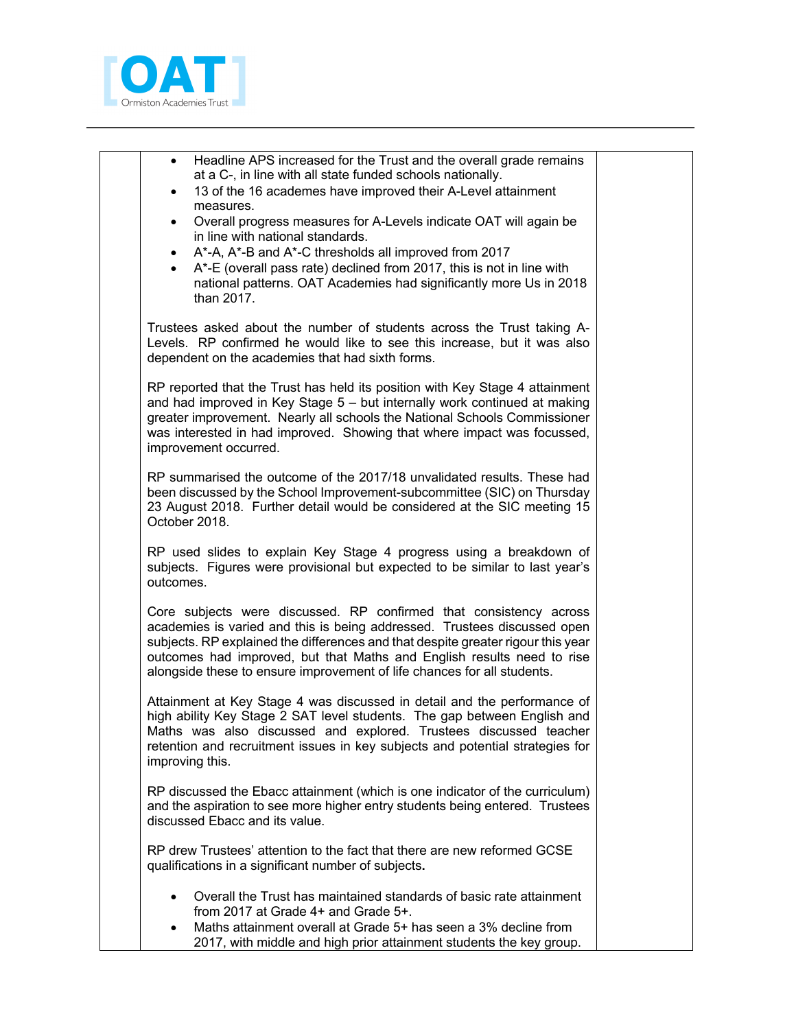- Headline APS increased for the Trust and the overall grade remains at a C-, in line with all state funded schools nationally.
- 13 of the 16 academes have improved their A-Level attainment measures.
- Overall progress measures for A-Levels indicate OAT will again be in line with national standards.
- A*-A, A*-B and A*-C thresholds all improved from 2017
- A*-E (overall pass rate) declined from 2017, this is not in line with national patterns. OAT Academies had significantly more Us in 2018 than 2017.

Trustees asked about the number of students across the Trust taking A-Levels. RP confirmed he would like to see this increase, but it was also dependent on the academies that had sixth forms.

RP reported that the Trust has held its position with Key Stage 4 attainment and had improved in Key Stage 5 – but internally work continued at making greater improvement. Nearly all schools the National Schools Commissioner was interested in had improved. Showing that where impact was focussed, improvement occurred.

RP summarised the outcome of the 2017/18 unvalidated results. These had been discussed by the School Improvement-subcommittee (SIC) on Thursday 23 August 2018. Further detail would be considered at the SIC meeting 15 October 2018.

RP used slides to explain Key Stage 4 progress using a breakdown of subjects. Figures were provisional but expected to be similar to last year's outcomes.

Core subjects were discussed. RP confirmed that consistency across academies is varied and this is being addressed. Trustees discussed open subjects. RP explained the differences and that despite greater rigour this year outcomes had improved, but that Maths and English results need to rise alongside these to ensure improvement of life chances for all students.

Attainment at Key Stage 4 was discussed in detail and the performance of high ability Key Stage 2 SAT level students. The gap between English and Maths was also discussed and explored. Trustees discussed teacher retention and recruitment issues in key subjects and potential strategies for improving this.

RP discussed the Ebacc attainment (which is one indicator of the curriculum) and the aspiration to see more higher entry students being entered. Trustees discussed Ebacc and its value.

RP drew Trustees' attention to the fact that there are new reformed GCSE qualifications in a significant number of subjects.

- Overall the Trust has maintained standards of basic rate attainment from 2017 at Grade 4+ and Grade 5+.
- Maths attainment overall at Grade 5+ has seen a 3% decline from 2017, with middle and high prior attainment students the key group.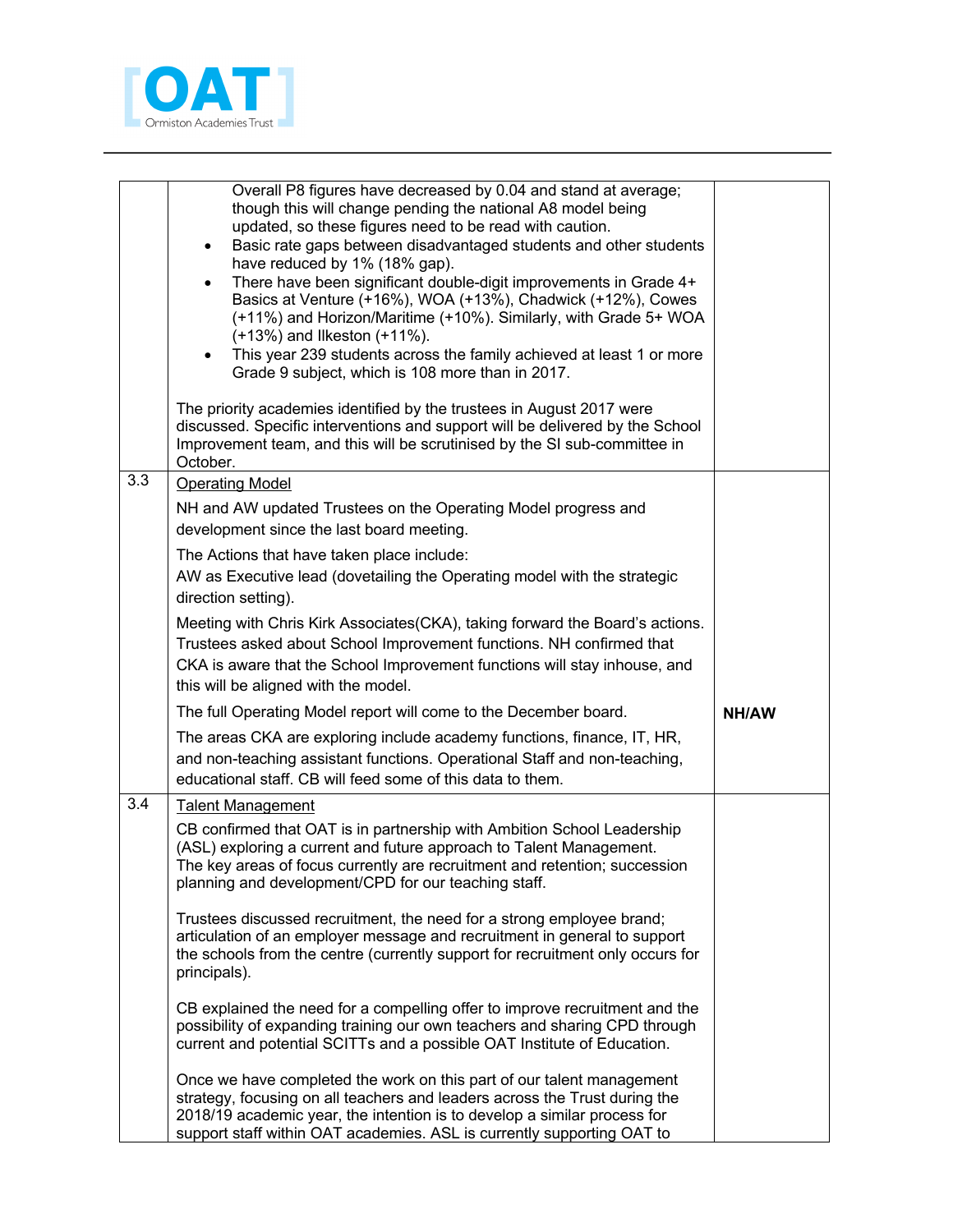| | | |
|---|---|---|
| | Overall P8 figures have decreased by 0.04 and stand at average; though this will change pending the national A8 model being updated, so these figures need to be read with caution.<br>• Basic rate gaps between disadvantaged students and other students have reduced by 1% (18% gap).<br>• There have been significant double-digit improvements in Grade 4+ Basics at Venture (+16%), WOA (+13%), Chadwick (+12%), Cowes (+11%) and Horizon/Maritime (+10%). Similarly, with Grade 5+ WOA (+13%) and Ilkeston (+11%).<br>• This year 239 students across the family achieved at least 1 or more Grade 9 subject, which is 108 more than in 2017.<br><br>The priority academies identified by the trustees in August 2017 were discussed. Specific interventions and support will be delivered by the School Improvement team, and this will be scrutinised by the SI sub-committee in October. | |
| 3.3 | <u>Operating Model</u><br><br>NH and AW updated Trustees on the Operating Model progress and development since the last board meeting.<br><br>The Actions that have taken place include:<br>AW as Executive lead (dovetailing the Operating model with the strategic direction setting).<br><br>Meeting with Chris Kirk Associates(CKA), taking forward the Board's actions. Trustees asked about School Improvement functions. NH confirmed that CKA is aware that the School Improvement functions will stay inhouse, and this will be aligned with the model.<br><br>The full Operating Model report will come to the December board.<br><br>The areas CKA are exploring include academy functions, finance, IT, HR, and non-teaching assistant functions. Operational Staff and non-teaching, educational staff. CB will feed some of this data to them. | **NH/AW** |
| 3.4 | <u>Talent Management</u><br><br>CB confirmed that OAT is in partnership with Ambition School Leadership (ASL) exploring a current and future approach to Talent Management. The key areas of focus currently are recruitment and retention; succession planning and development/CPD for our teaching staff.<br><br>Trustees discussed recruitment, the need for a strong employee brand; articulation of an employer message and recruitment in general to support the schools from the centre (currently support for recruitment only occurs for principals).<br><br>CB explained the need for a compelling offer to improve recruitment and the possibility of expanding training our own teachers and sharing CPD through current and potential SCITTs and a possible OAT Institute of Education.<br><br>Once we have completed the work on this part of our talent management strategy, focusing on all teachers and leaders across the Trust during the 2018/19 academic year, the intention is to develop a similar process for support staff within OAT academies. ASL is currently supporting OAT to | |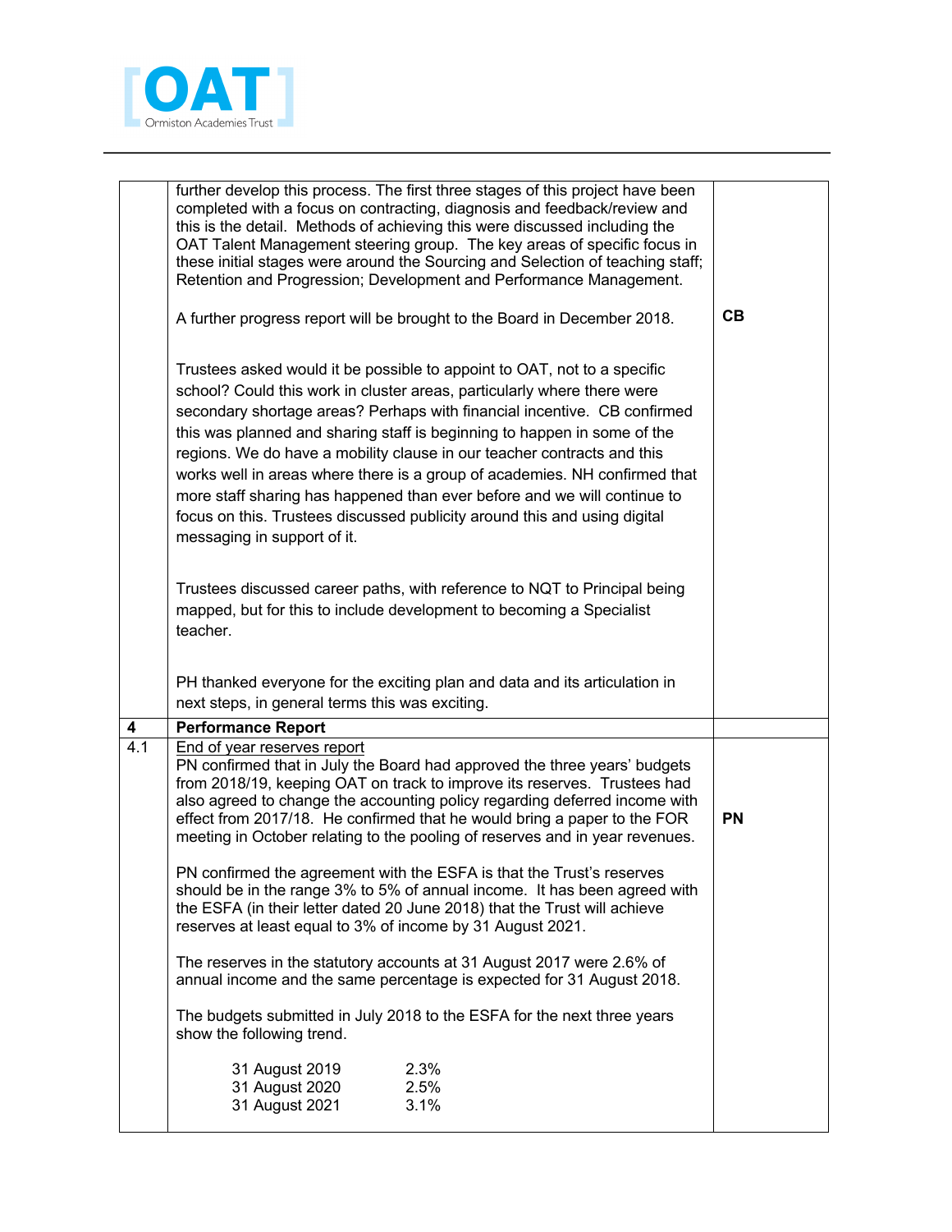| | | |
|---|---|---|
| | further develop this process. The first three stages of this project have been completed with a focus on contracting, diagnosis and feedback/review and this is the detail. Methods of achieving this were discussed including the OAT Talent Management steering group. The key areas of specific focus in these initial stages were around the Sourcing and Selection of teaching staff; Retention and Progression; Development and Performance Management.<br><br>A further progress report will be brought to the Board in December 2018.<br><br>Trustees asked would it be possible to appoint to OAT, not to a specific school? Could this work in cluster areas, particularly where there were secondary shortage areas? Perhaps with financial incentive. CB confirmed this was planned and sharing staff is beginning to happen in some of the regions. We do have a mobility clause in our teacher contracts and this works well in areas where there is a group of academies. NH confirmed that more staff sharing has happened than ever before and we will continue to focus on this. Trustees discussed publicity around this and using digital messaging in support of it.<br><br>Trustees discussed career paths, with reference to NQT to Principal being mapped, but for this to include development to becoming a Specialist teacher.<br><br>PH thanked everyone for the exciting plan and data and its articulation in next steps, in general terms this was exciting. | **CB** |
| **4** | **Performance Report** | |
| 4.1 | <u>End of year reserves report</u><br>PN confirmed that in July the Board had approved the three years' budgets from 2018/19, keeping OAT on track to improve its reserves. Trustees had also agreed to change the accounting policy regarding deferred income with effect from 2017/18. He confirmed that he would bring a paper to the FOR meeting in October relating to the pooling of reserves and in year revenues.<br><br>PN confirmed the agreement with the ESFA is that the Trust's reserves should be in the range 3% to 5% of annual income. It has been agreed with the ESFA (in their letter dated 20 June 2018) that the Trust will achieve reserves at least equal to 3% of income by 31 August 2021.<br><br>The reserves in the statutory accounts at 31 August 2017 were 2.6% of annual income and the same percentage is expected for 31 August 2018.<br><br>The budgets submitted in July 2018 to the ESFA for the next three years show the following trend.<br><br>31 August 2019 2.3%<br>31 August 2020 2.5%<br>31 August 2021 3.1% | **PN** |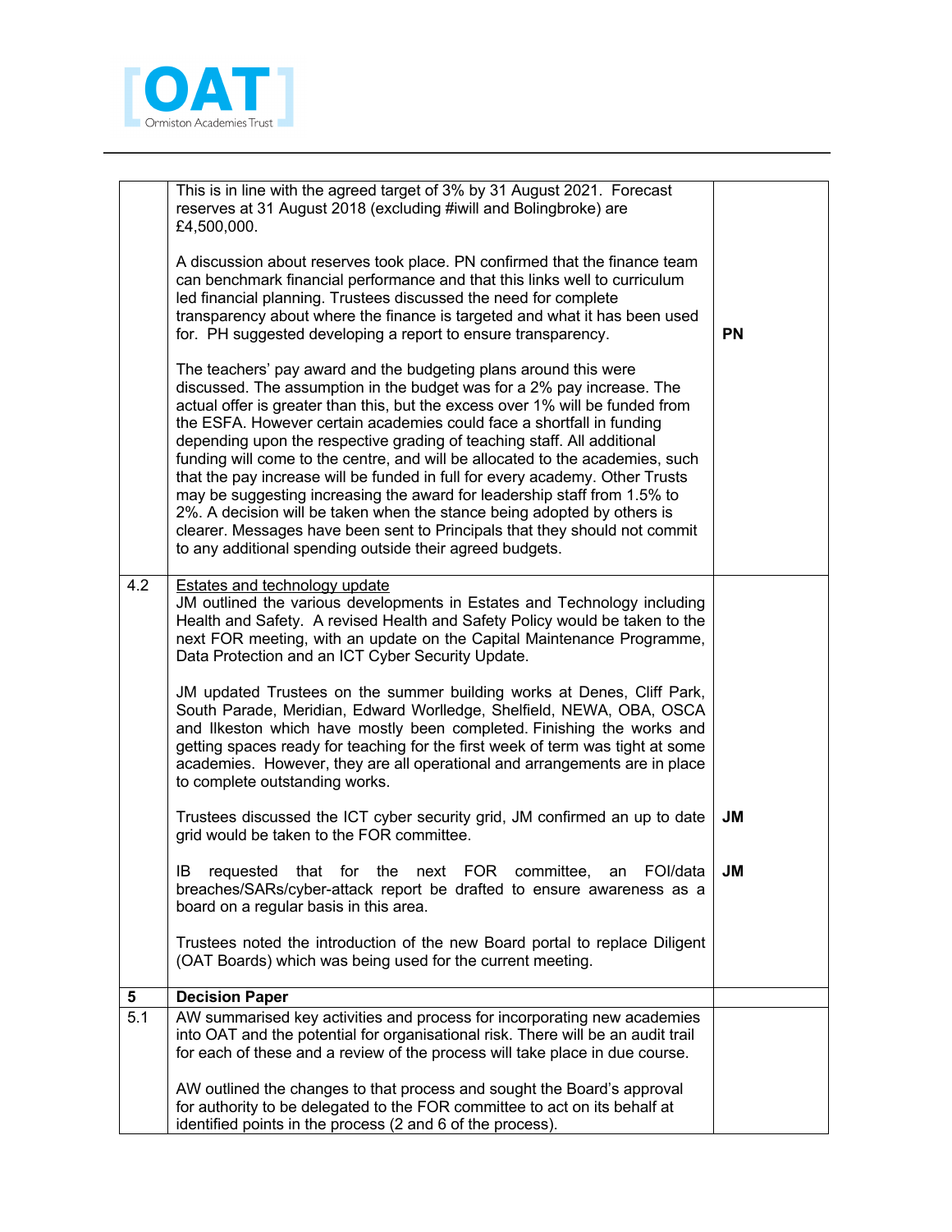| | | |
|---|---|---|
| | This is in line with the agreed target of 3% by 31 August 2021. Forecast reserves at 31 August 2018 (excluding #iwill and Bolingbroke) are £4,500,000.<br><br>A discussion about reserves took place. PN confirmed that the finance team can benchmark financial performance and that this links well to curriculum led financial planning. Trustees discussed the need for complete transparency about where the finance is targeted and what it has been used for. PH suggested developing a report to ensure transparency.<br><br>The teachers' pay award and the budgeting plans around this were discussed. The assumption in the budget was for a 2% pay increase. The actual offer is greater than this, but the excess over 1% will be funded from the ESFA. However certain academies could face a shortfall in funding depending upon the respective grading of teaching staff. All additional funding will come to the centre, and will be allocated to the academies, such that the pay increase will be funded in full for every academy. Other Trusts may be suggesting increasing the award for leadership staff from 1.5% to 2%. A decision will be taken when the stance being adopted by others is clearer. Messages have been sent to Principals that they should not commit to any additional spending outside their agreed budgets. | **PN** |
| 4.2 | Estates and technology update<br>JM outlined the various developments in Estates and Technology including Health and Safety. A revised Health and Safety Policy would be taken to the next FOR meeting, with an update on the Capital Maintenance Programme, Data Protection and an ICT Cyber Security Update.<br><br>JM updated Trustees on the summer building works at Denes, Cliff Park, South Parade, Meridian, Edward Worlledge, Shelfield, NEWA, OBA, OSCA and Ilkeston which have mostly been completed. Finishing the works and getting spaces ready for teaching for the first week of term was tight at some academies. However, they are all operational and arrangements are in place to complete outstanding works.<br><br>Trustees discussed the ICT cyber security grid, JM confirmed an up to date grid would be taken to the FOR committee.<br><br>IB requested that for the next FOR committee, an FOI/data breaches/SARs/cyber-attack report be drafted to ensure awareness as a board on a regular basis in this area.<br><br>Trustees noted the introduction of the new Board portal to replace Diligent (OAT Boards) which was being used for the current meeting. | **JM**<br><br>**JM** |
| **5** | **Decision Paper** | |
| 5.1 | AW summarised key activities and process for incorporating new academies into OAT and the potential for organisational risk. There will be an audit trail for each of these and a review of the process will take place in due course.<br><br>AW outlined the changes to that process and sought the Board's approval for authority to be delegated to the FOR committee to act on its behalf at identified points in the process (2 and 6 of the process). | |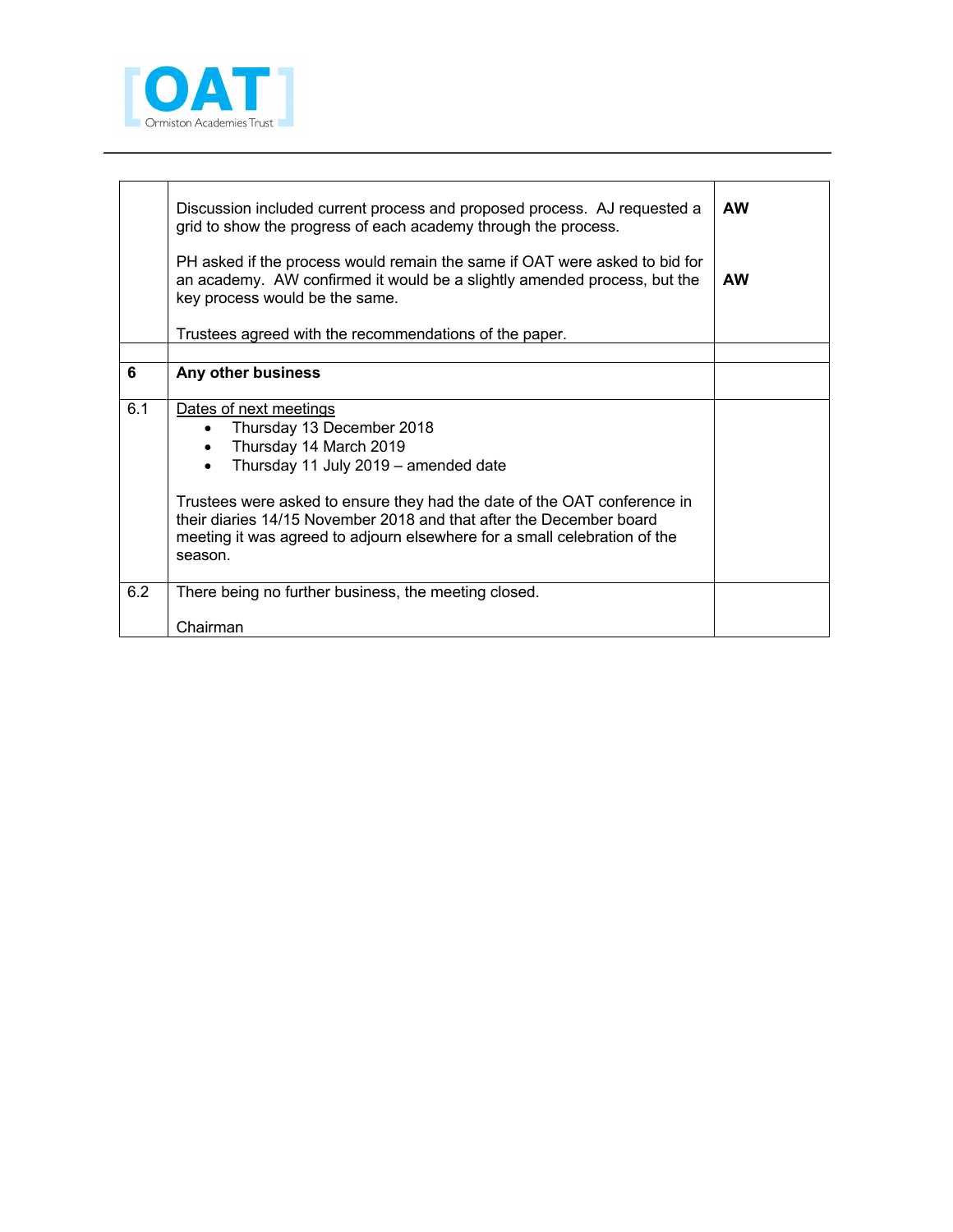| | | |
|---|---|---|
| | Discussion included current process and proposed process. AJ requested a grid to show the progress of each academy through the process.<br><br>PH asked if the process would remain the same if OAT were asked to bid for an academy. AW confirmed it would be a slightly amended process, but the key process would be the same.<br><br>Trustees agreed with the recommendations of the paper. | **AW**<br><br>**AW** |
| | | |
| **6** | **Any other business** | |
| 6.1 | <u>Dates of next meetings</u><br>• Thursday 13 December 2018<br>• Thursday 14 March 2019<br>• Thursday 11 July 2019 – amended date<br><br>Trustees were asked to ensure they had the date of the OAT conference in their diaries 14/15 November 2018 and that after the December board meeting it was agreed to adjourn elsewhere for a small celebration of the season. | |
| 6.2 | There being no further business, the meeting closed.<br><br>Chairman | |